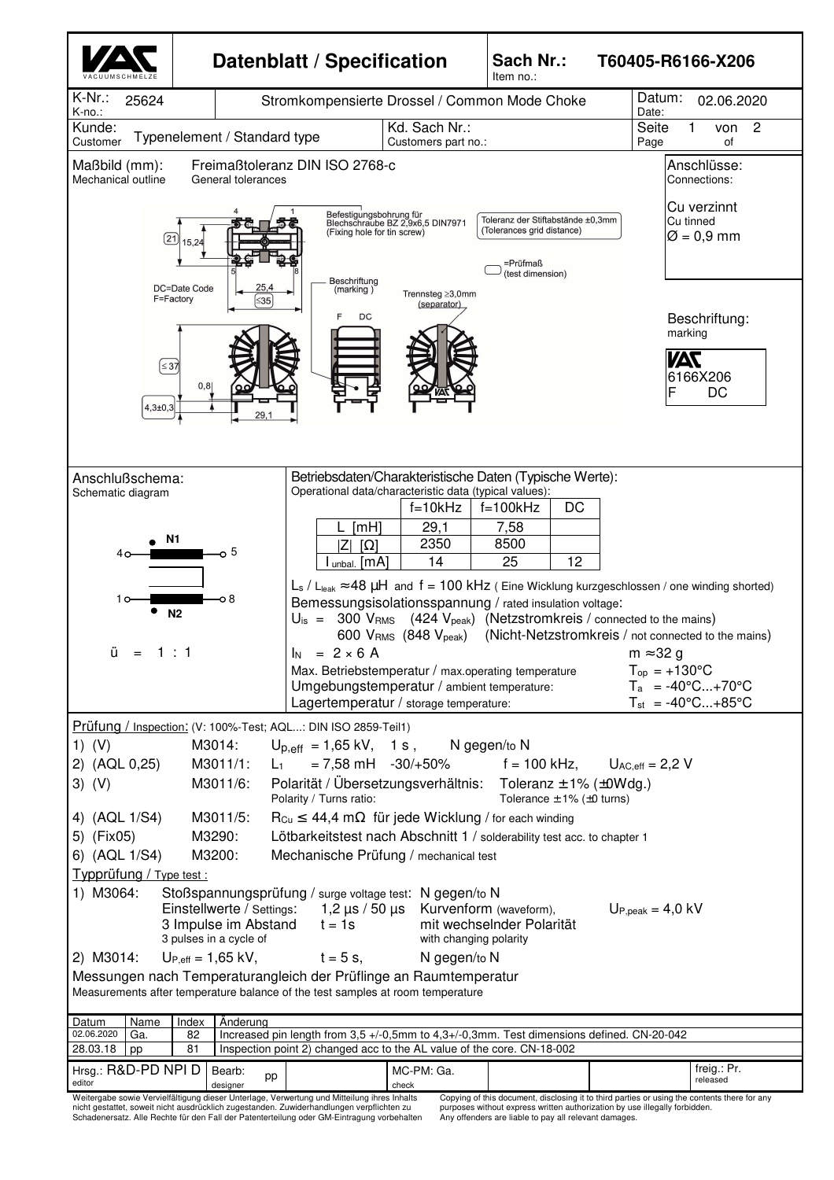# Datenblatt / Specification

**Sach Nr.: / Item no.:** T60405-R6166-X206

| K-Nr.: / K-no.: 25624 | Stromkompensierte Drossel / Common Mode Choke | Datum: / Date: 02.06.2020 |
|---|---|---|
| Kunde: / Customer: Typenelement / Standard type | Kd. Sach Nr.: / Customers part no.: | Seite / Page 1 von / of 2 |

## Maßbild (mm): / Mechanical outline

Freimaßtoleranz DIN ISO 2768-c / General tolerances

Befestigungsbohrung für Blechschraube BZ 2,9x6,5 DIN7971 (Fixing hole for tin screw)

Toleranz der Stiftabstände ±0,3mm (Tolerances grid distance)

=Prüfmaß (test dimension)

DC=Date Code
F=Factory

Beschriftung (marking)

Trennsteg ≥3,0mm (separator)

Dimensions: 21, 15,24, 25,4, ≤35, ≤37, 0,8, 4,3±0,3, 29,1

**Anschlüsse: / Connections:**

Cu verzinnt / Cu tinned
Ø = 0,9 mm

**Beschriftung: / marking**

VAC
6166X206
F DC

## Anschlußschema: / Schematic diagram

N1: 4 – 5
N2: 1 – 8

ü = 1 : 1

## Betriebsdaten/Charakteristische Daten (Typische Werte): / Operational data/characteristic data (typical values):

| | f=10kHz | f=100kHz | DC |
|---|---|---|---|
| L [mH] | 29,1 | 7,58 | |
| \|Z\| [Ω] | 2350 | 8500 | |
| $I_{unbal.}$ [mA] | 14 | 25 | 12 |

$L_s$ / $L_{leak}$ ≈48 µH and f = 100 kHz ( Eine Wicklung kurzgeschlossen / one winding shorted)

Bemessungsisolationsspannung / rated insulation voltage:

$U_{is}$ = 300 $V_{RMS}$ (424 $V_{peak}$) (Netzstromkreis / connected to the mains)
600 $V_{RMS}$ (848 $V_{peak}$) (Nicht-Netzstromkreis / not connected to the mains)

$I_N$ = 2 × 6 A — m ≈32 g

Max. Betriebstemperatur / max.operating temperature: $T_{op}$ = +130°C
Umgebungstemperatur / ambient temperature: $T_a$ = -40°C...+70°C
Lagertemperatur / storage temperature: $T_{st}$ = -40°C...+85°C

## Prüfung / Inspection: (V: 100%-Test; AQL...: DIN ISO 2859-Teil1)

1) (V) M3014: $U_{p,eff}$ = 1,65 kV, 1 s, N gegen/to N
2) (AQL 0,25) M3011/1: $L_1$ = 7,58 mH -30/+50% f = 100 kHz, $U_{AC,eff}$ = 2,2 V
3) (V) M3011/6: Polarität / Übersetzungsverhältnis: / Polarity / Turns ratio: Toleranz ±1% (±0Wdg.) / Tolerance ±1% (±0 turns)
4) (AQL 1/S4) M3011/5: $R_{Cu}$ ≤ 44,4 mΩ für jede Wicklung / for each winding
5) (Fix05) M3290: Lötbarkeitstest nach Abschnitt 1 / solderability test acc. to chapter 1
6) (AQL 1/S4) M3200: Mechanische Prüfung / mechanical test

## Typprüfung / Type test :

1) M3064: Stoßspannungsprüfung / surge voltage test: N gegen/to N
Einstellwerte / Settings: 1,2 µs / 50 µs Kurvenform (waveform), $U_{P,peak}$ = 4,0 kV
3 Impulse im Abstand / 3 pulses in a cycle of t = 1s mit wechselnder Polarität / with changing polarity

2) M3014: $U_{P,eff}$ = 1,65 kV, t = 5 s, N gegen/to N

Messungen nach Temperaturangleich der Prüflinge an Raumtemperatur
Measurements after temperature balance of the test samples at room temperature

| Datum | Name | Index | Änderung |
|---|---|---|---|
| 02.06.2020 | Ga. | 82 | Increased pin length from 3,5 +/-0,5mm to 4,3+/-0,3mm. Test dimensions defined. CN-20-042 |
| 28.03.18 | pp | 81 | Inspection point 2) changed acc to the AL value of the core. CN-18-002 |

| Hrsg.: / editor: R&D-PD NPI D | Bearb.: / designer: pp | MC-PM: / check: Ga. | freig.: / released: Pr. |
|---|---|---|---|

Weitergabe sowie Vervielfältigung dieser Unterlage, Verwertung und Mitteilung ihres Inhalts nicht gestattet, soweit nicht ausdrücklich zugestanden. Zuwiderhandlungen verpflichten zu Schadenersatz. Alle Rechte für den Fall der Patenterteilung oder GM-Eintragung vorbehalten

Copying of this document, disclosing it to third parties or using the contents there for any purposes without express written authorization by use illegally forbidden. Any offenders are liable to pay all relevant damages.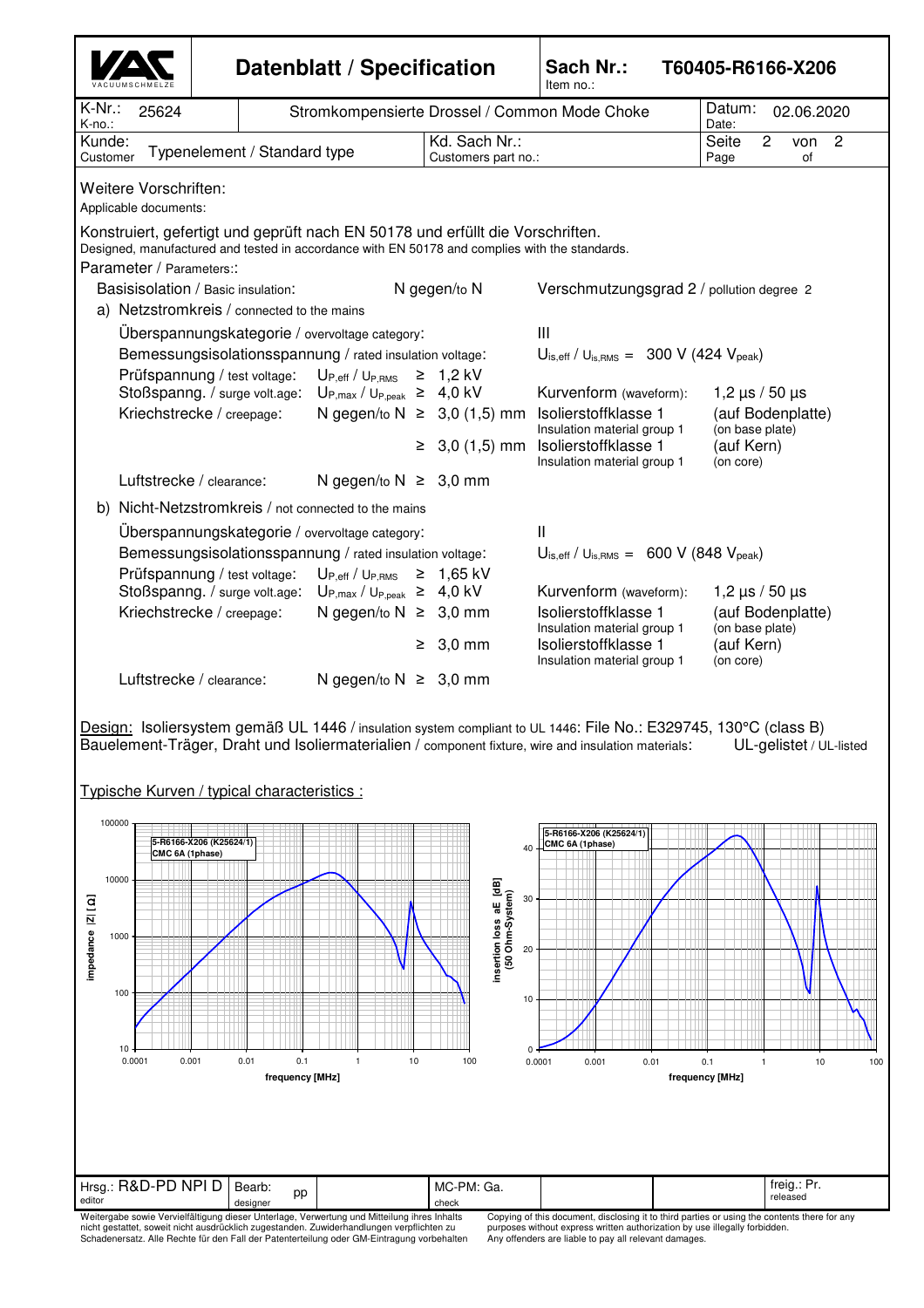# Datenblatt / Specification

**Sach Nr.:** Item no.: T60405-R6166-X206

| | | | |
|---|---|---|---|
| K-Nr.: K-no.: 25624 | Stromkompensierte Drossel / Common Mode Choke | | Datum: Date: 02.06.2020 |
| Kunde: Customer: Typenelement / Standard type | | Kd. Sach Nr.: Customers part no.: | Seite 2 von 2 Page of |

Weitere Vorschriften:
Applicable documents:

Konstruiert, gefertigt und geprüft nach EN 50178 und erfüllt die Vorschriften.
Designed, manufactured and tested in accordance with EN 50178 and complies with the standards.

Parameter / Parameters::

Basisisolation / Basic insulation: N gegen/to N — Verschmutzungsgrad 2 / pollution degree 2

a) Netzstromkreis / connected to the mains

| | | | | |
|---|---|---|---|---|
| Überspannungskategorie / overvoltage category: | | | III | |
| Bemessungsisolationsspannung / rated insulation voltage: | | | $U_{is,eff}$ / $U_{is,RMS}$ = 300 V (424 $V_{peak}$) | |
| Prüfspannung / test voltage: | $U_{P,eff}$ / $U_{P,RMS}$ | ≥ 1,2 kV | | |
| Stoßspanng. / surge volt.age: | $U_{P,max}$ / $U_{P,peak}$ | ≥ 4,0 kV | Kurvenform (waveform): | 1,2 µs / 50 µs |
| Kriechstrecke / creepage: | N gegen/to N | ≥ 3,0 (1,5) mm | Isolierstoffklasse 1 Insulation material group 1 | (auf Bodenplatte) (on base plate) |
| | | ≥ 3,0 (1,5) mm | Isolierstoffklasse 1 Insulation material group 1 | (auf Kern) (on core) |
| Luftstrecke / clearance: | N gegen/to N | ≥ 3,0 mm | | |

b) Nicht-Netzstromkreis / not connected to the mains

| | | | | |
|---|---|---|---|---|
| Überspannungskategorie / overvoltage category: | | | II | |
| Bemessungsisolationsspannung / rated insulation voltage: | | | $U_{is,eff}$ / $U_{is,RMS}$ = 600 V (848 $V_{peak}$) | |
| Prüfspannung / test voltage: | $U_{P,eff}$ / $U_{P,RMS}$ | ≥ 1,65 kV | | |
| Stoßspanng. / surge volt.age: | $U_{P,max}$ / $U_{P,peak}$ | ≥ 4,0 kV | Kurvenform (waveform): | 1,2 µs / 50 µs |
| Kriechstrecke / creepage: | N gegen/to N | ≥ 3,0 mm | Isolierstoffklasse 1 Insulation material group 1 | (auf Bodenplatte) (on base plate) |
| | | ≥ 3,0 mm | Isolierstoffklasse 1 Insulation material group 1 | (auf Kern) (on core) |
| Luftstrecke / clearance: | N gegen/to N | ≥ 3,0 mm | | |

Design: Isoliersystem gemäß UL 1446 / insulation system compliant to UL 1446: File No.: E329745, 130°C (class B)
Bauelement-Träger, Draht und Isoliermaterialien / component fixture, wire and insulation materials: UL-gelistet / UL-listed

Typische Kurven / typical characteristics :

5-R6166-X206 (K25624/1)
CMC 6A (1phase)
impedance |Z| [Ω]
100000
10000
1000
100
10
0.0001 0.001 0.01 0.1 1 10 100
frequency [MHz]

5-R6166-X206 (K25624/1)
CMC 6A (1phase)
insertion loss aE [dB] (50 Ohm-System)
40
30
20
10
0
0.0001 0.001 0.01 0.1 1 10 100
frequency [MHz]

| | | | | |
|---|---|---|---|---|
| Hrsg.: R&D-PD NPI D editor | Bearb: designer pp | MC-PM: Ga. check | | freig.: Pr. released |

Weitergabe sowie Vervielfältigung dieser Unterlage, Verwertung und Mitteilung ihres Inhalts nicht gestattet, soweit nicht ausdrücklich zugestanden. Zuwiderhandlungen verpflichten zu Schadenersatz. Alle Rechte für den Fall der Patenterteilung oder GM-Eintragung vorbehalten

Copying of this document, disclosing it to third parties or using the contents there for any purposes without express written authorization by use illegally forbidden. Any offenders are liable to pay all relevant damages.